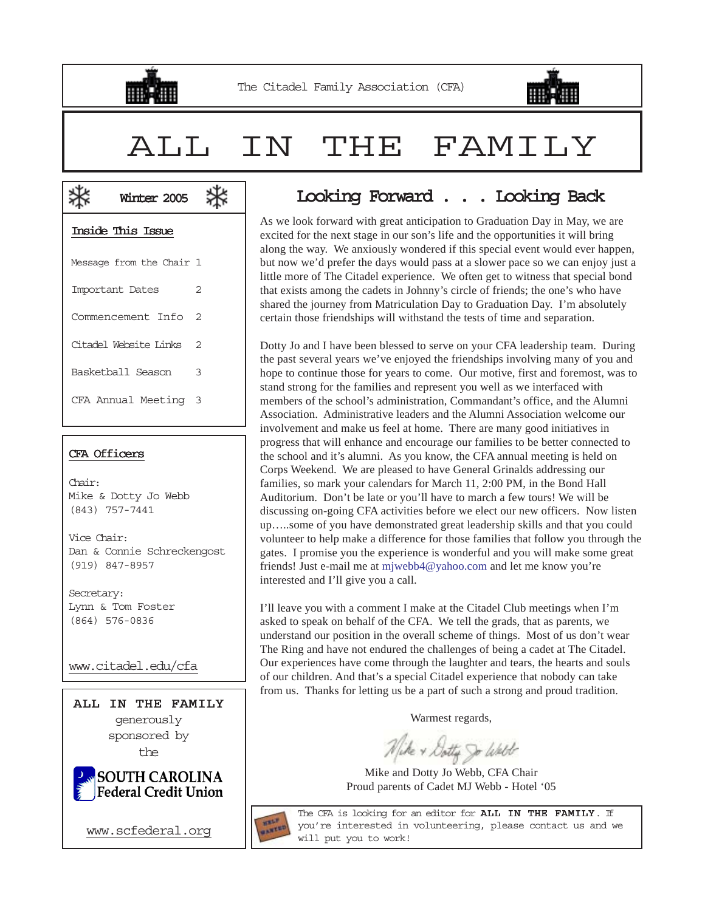The Citadel Family Association (CFA)

# ALL IN THE FAMILY

**Winter 2005**

**Inside This Issue**

| | |
|---|---|
| Message from the Chair | 1 |
| Important Dates | 2 |
| Commencement Info | 2 |
| Citadel Website Links | 2 |
| Basketball Season | 3 |
| CFA Annual Meeting | 3 |

**CFA Officers**

Chair:
Mike & Dotty Jo Webb
(843) 757-7441

Vice Chair:
Dan & Connie Schreckengost
(919) 847-8957

Secretary:
Lynn & Tom Foster
(864) 576-0836

www.citadel.edu/cfa

**ALL IN THE FAMILY** generously sponsored by the SOUTH CAROLINA Federal Credit Union

www.scfederal.org

## Looking Forward . . . Looking Back

As we look forward with great anticipation to Graduation Day in May, we are excited for the next stage in our son's life and the opportunities it will bring along the way. We anxiously wondered if this special event would ever happen, but now we'd prefer the days would pass at a slower pace so we can enjoy just a little more of The Citadel experience. We often get to witness that special bond that exists among the cadets in Johnny's circle of friends; the one's who have shared the journey from Matriculation Day to Graduation Day. I'm absolutely certain those friendships will withstand the tests of time and separation.

Dotty Jo and I have been blessed to serve on your CFA leadership team. During the past several years we've enjoyed the friendships involving many of you and hope to continue those for years to come. Our motive, first and foremost, was to stand strong for the families and represent you well as we interfaced with members of the school's administration, Commandant's office, and the Alumni Association. Administrative leaders and the Alumni Association welcome our involvement and make us feel at home. There are many good initiatives in progress that will enhance and encourage our families to be better connected to the school and it's alumni. As you know, the CFA annual meeting is held on Corps Weekend. We are pleased to have General Grinalds addressing our families, so mark your calendars for March 11, 2:00 PM, in the Bond Hall Auditorium. Don't be late or you'll have to march a few tours! We will be discussing on-going CFA activities before we elect our new officers. Now listen up…..some of you have demonstrated great leadership skills and that you could volunteer to help make a difference for those families that follow you through the gates. I promise you the experience is wonderful and you will make some great friends! Just e-mail me at mjwebb4@yahoo.com and let me know you're interested and I'll give you a call.

I'll leave you with a comment I make at the Citadel Club meetings when I'm asked to speak on behalf of the CFA. We tell the grads, that as parents, we understand our position in the overall scheme of things. Most of us don't wear The Ring and have not endured the challenges of being a cadet at The Citadel. Our experiences have come through the laughter and tears, the hearts and souls of our children. And that's a special Citadel experience that nobody can take from us. Thanks for letting us be a part of such a strong and proud tradition.

Warmest regards,

Mike + Dotty Jo Webb

Mike and Dotty Jo Webb, CFA Chair
Proud parents of Cadet MJ Webb - Hotel '05

HELP WANTED

The CFA is looking for an editor for **ALL IN THE FAMILY**. If you're interested in volunteering, please contact us and we will put you to work!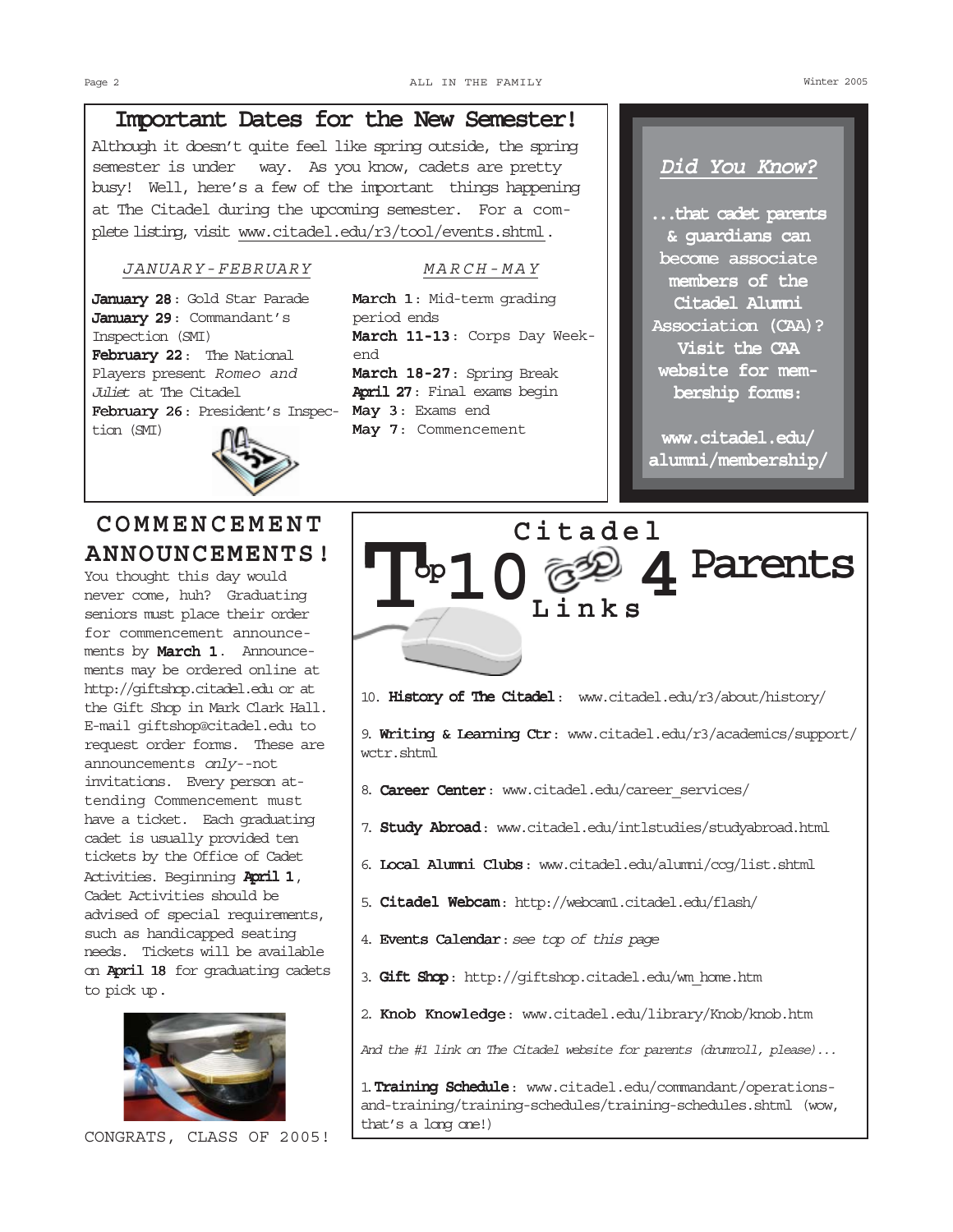## Important Dates for the New Semester!

Although it doesn't quite feel like spring outside, the spring semester is under way. As you know, cadets are pretty busy! Well, here's a few of the important things happening at The Citadel during the upcoming semester. For a complete listing, visit www.citadel.edu/r3/tool/events.shtml.

*JANUARY-FEBRUARY*

**January 28**: Gold Star Parade
**January 29**: Commandant's Inspection (SMI)
**February 22**: The National Players present *Romeo and Juliet* at The Citadel
**February 26**: President's Inspection (SMI)

*MARCH-MAY*

**March 1**: Mid-term grading period ends
**March 11-13**: Corps Day Weekend
**March 18-27**: Spring Break
**April 27**: Final exams begin
**May 3**: Exams end
**May 7**: Commencement

### *Did You Know?*

**...that cadet parents & guardians can become associate members of the Citadel Alumni Association (CAA)? Visit the CAA website for membership forms:**

**www.citadel.edu/alumni/membership/**

## COMMENCEMENT ANNOUNCEMENTS!

You thought this day would never come, huh? Graduating seniors must place their order for commencement announcements by **March 1**. Announcements may be ordered online at http://giftshop.citadel.edu or at the Gift Shop in Mark Clark Hall. E-mail giftshop@citadel.edu to request order forms. These are announcements *only*--not invitations. Every person attending Commencement must have a ticket. Each graduating cadet is usually provided ten tickets by the Office of Cadet Activities. Beginning **April 1**, Cadet Activities should be advised of special requirements, such as handicapped seating needs. Tickets will be available on **April 18** for graduating cadets to pick up.

CONGRATS, CLASS OF 2005!

## Citadel Top 10 Links 4 Parents

10. **History of The Citadel**: www.citadel.edu/r3/about/history/

9. **Writing & Learning Ctr**: www.citadel.edu/r3/academics/support/wctr.shtml

8. **Career Center**: www.citadel.edu/career_services/

7. **Study Abroad**: www.citadel.edu/intlstudies/studyabroad.html

6. **Local Alumni Clubs**: www.citadel.edu/alumni/ccg/list.shtml

5. **Citadel Webcam**: http://webcam1.citadel.edu/flash/

4. **Events Calendar**: *see top of this page*

3. **Gift Shop**: http://giftshop.citadel.edu/wm_home.htm

2. **Knob Knowledge**: www.citadel.edu/library/Knob/knob.htm

*And the #1 link on The Citadel website for parents (drumroll, please)...*

1. **Training Schedule**: www.citadel.edu/commandant/operations-and-training/training-schedules/training-schedules.shtml (wow, that's a long one!)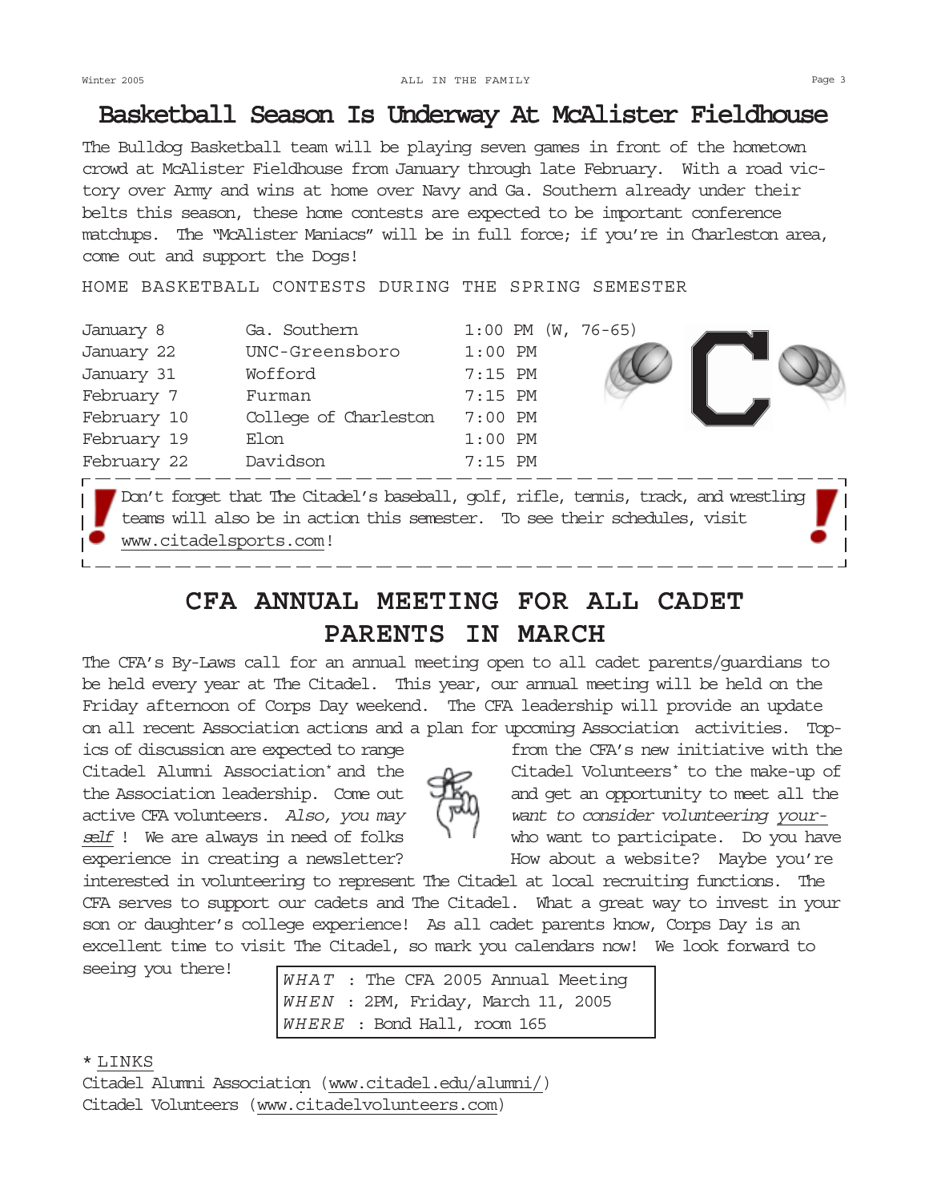# Basketball Season Is Underway At McAlister Fieldhouse

The Bulldog Basketball team will be playing seven games in front of the hometown crowd at McAlister Fieldhouse from January through late February. With a road victory over Army and wins at home over Navy and Ga. Southern already under their belts this season, these home contests are expected to be important conference matchups. The "McAlister Maniacs" will be in full force; if you're in Charleston area, come out and support the Dogs!

HOME BASKETBALL CONTESTS DURING THE SPRING SEMESTER

| Date | Opponent | Time |
|---|---|---|
| January 8 | Ga. Southern | 1:00 PM (W, 76-65) |
| January 22 | UNC-Greensboro | 1:00 PM |
| January 31 | Wofford | 7:15 PM |
| February 7 | Furman | 7:15 PM |
| February 10 | College of Charleston | 7:00 PM |
| February 19 | Elon | 1:00 PM |
| February 22 | Davidson | 7:15 PM |

Don't forget that The Citadel's baseball, golf, rifle, tennis, track, and wrestling teams will also be in action this semester. To see their schedules, visit www.citadelsports.com!

# CFA ANNUAL MEETING FOR ALL CADET PARENTS IN MARCH

The CFA's By-Laws call for an annual meeting open to all cadet parents/guardians to be held every year at The Citadel. This year, our annual meeting will be held on the Friday afternoon of Corps Day weekend. The CFA leadership will provide an update on all recent Association actions and a plan for upcoming Association activities. Topics of discussion are expected to range from the CFA's new initiative with the Citadel Alumni Association* and the Citadel Volunteers* to the make-up of the Association leadership. Come out and get an opportunity to meet all the active CFA volunteers. *Also, you may want to consider volunteering yourself*! We are always in need of folks who want to participate. Do you have experience in creating a newsletter? How about a website? Maybe you're interested in volunteering to represent The Citadel at local recruiting functions. The CFA serves to support our cadets and The Citadel. What a great way to invest in your son or daughter's college experience! As all cadet parents know, Corps Day is an excellent time to visit The Citadel, so mark you calendars now! We look forward to seeing you there!

*WHAT* : The CFA 2005 Annual Meeting
*WHEN* : 2PM, Friday, March 11, 2005
*WHERE* : Bond Hall, room 165

\* LINKS
Citadel Alumni Association (www.citadel.edu/alumni/)
Citadel Volunteers (www.citadelvolunteers.com)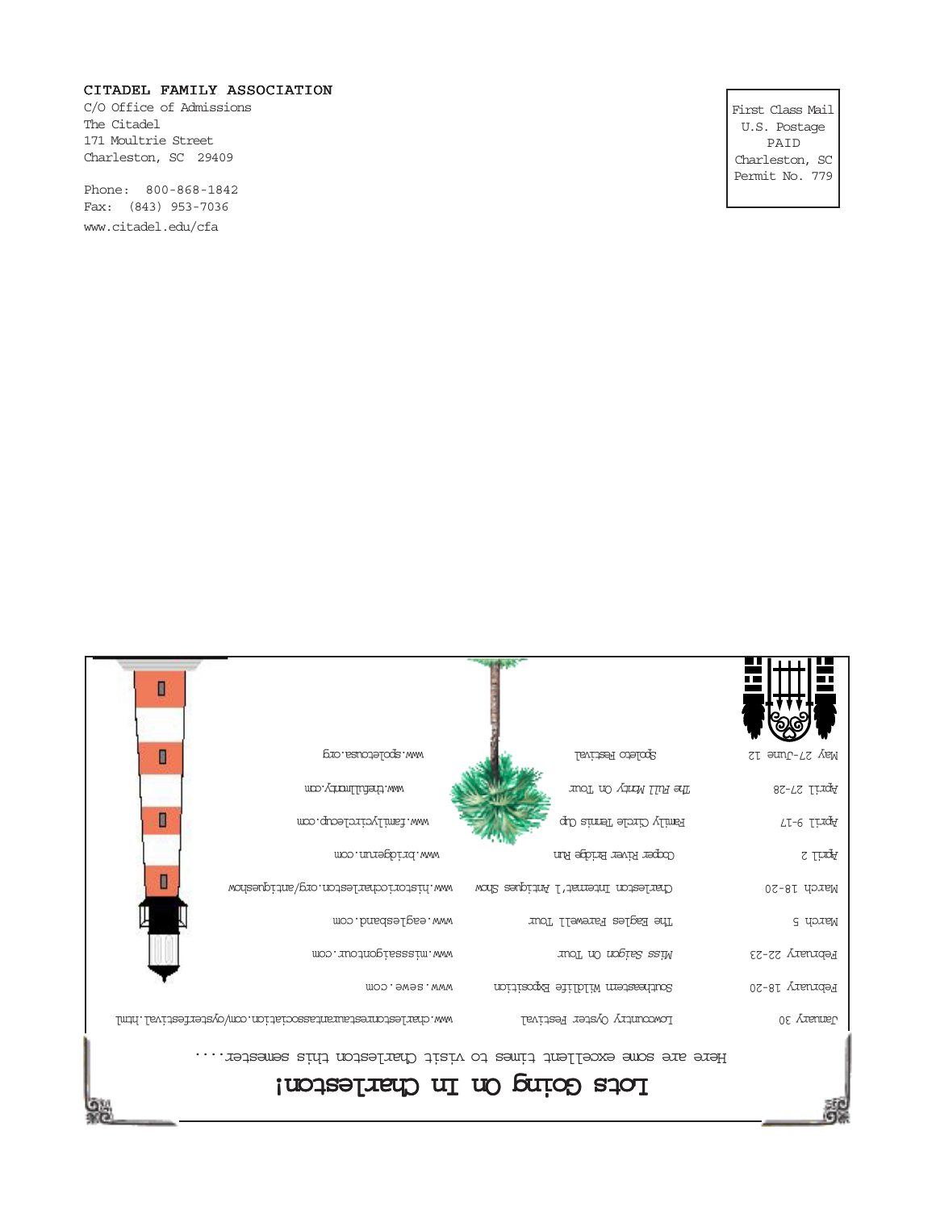**CITADEL FAMILY ASSOCIATION**
C/O Office of Admissions
The Citadel
171 Moultrie Street
Charleston, SC 29409

Phone: 800-868-1842
Fax: (843) 953-7036
www.citadel.edu/cfa

First Class Mail
U.S. Postage
PAID
Charleston, SC
Permit No. 779

# Lots Going On In Charleston!

Here are some excellent times to visit Charleston this semester....

| | | |
|---|---|---|
| January 30 | Lowcountry Oyster Festival | www.charlestonrestaurantassociation.com/oysterfestival.html |
| February 18-20 | Southeastern Wildlife Exposition | www.sewe.com |
| February 22-23 | *Miss Saigon* On Tour | www.missaigontour.com |
| March 5 | The Eagles Farewell Tour | www.eaglesband.com |
| March 18-20 | Charleston Internat'l Antiques Show | www.historiccharleston.org/antiqueshow |
| April 2 | Cooper River Bridge Run | www.bridgerun.com |
| April 9-17 | Family Circle Tennis Cup | www.familycirclecup.com |
| April 27-28 | *The Full Monty* On Tour | www.thefullmonty.com |
| May 27-June 12 | Spoleto Festival | www.spoletousa.org |